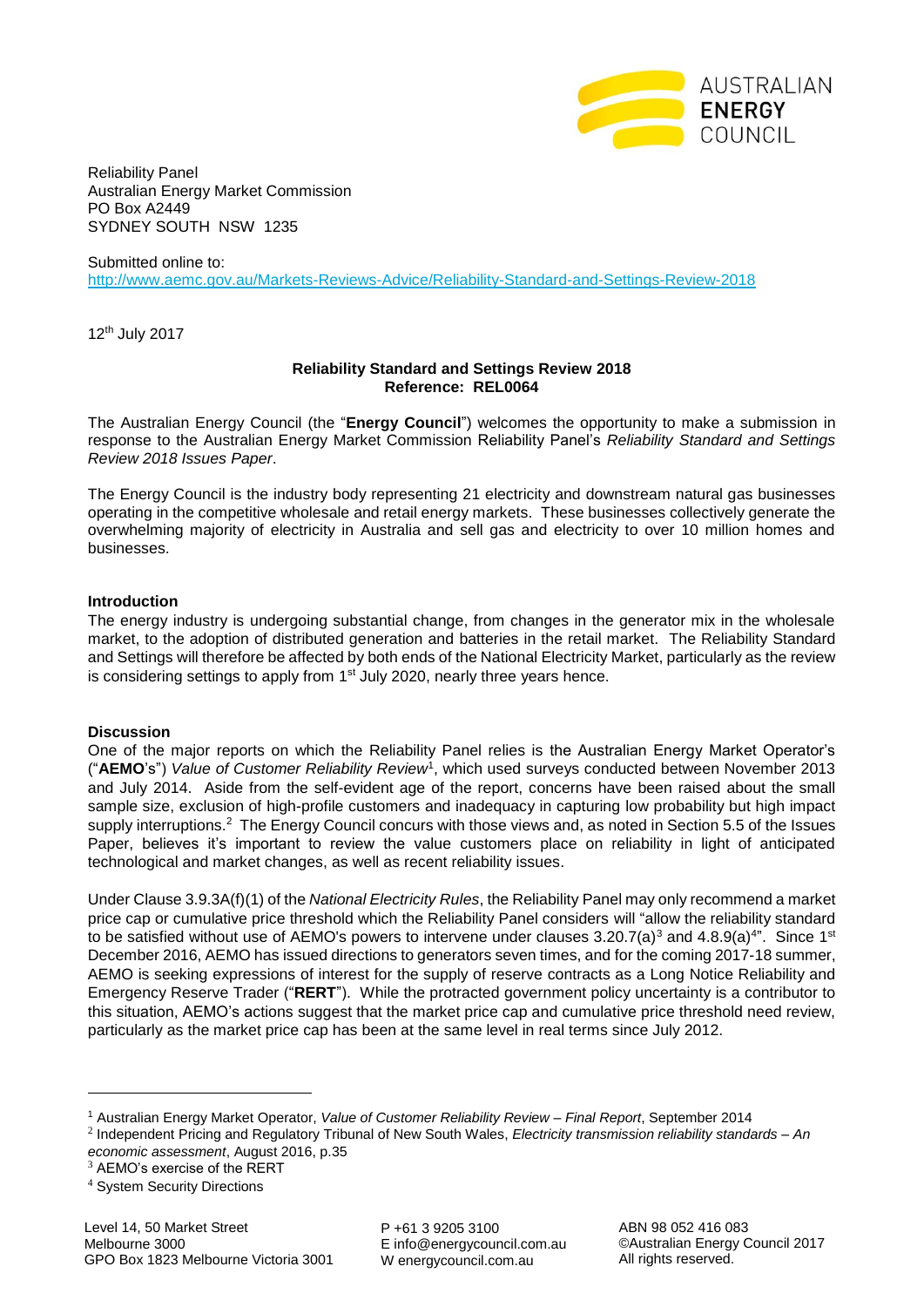Reliability Panel
Australian Energy Market Commission
PO Box A2449
SYDNEY SOUTH NSW 1235

Submitted online to:
http://www.aemc.gov.au/Markets-Reviews-Advice/Reliability-Standard-and-Settings-Review-2018

12th July 2017

**Reliability Standard and Settings Review 2018**
**Reference: REL0064**

The Australian Energy Council (the "**Energy Council**") welcomes the opportunity to make a submission in response to the Australian Energy Market Commission Reliability Panel's *Reliability Standard and Settings Review 2018 Issues Paper*.

The Energy Council is the industry body representing 21 electricity and downstream natural gas businesses operating in the competitive wholesale and retail energy markets. These businesses collectively generate the overwhelming majority of electricity in Australia and sell gas and electricity to over 10 million homes and businesses.

**Introduction**

The energy industry is undergoing substantial change, from changes in the generator mix in the wholesale market, to the adoption of distributed generation and batteries in the retail market. The Reliability Standard and Settings will therefore be affected by both ends of the National Electricity Market, particularly as the review is considering settings to apply from 1st July 2020, nearly three years hence.

**Discussion**

One of the major reports on which the Reliability Panel relies is the Australian Energy Market Operator's ("**AEMO**'s") *Value of Customer Reliability Review*[1], which used surveys conducted between November 2013 and July 2014. Aside from the self-evident age of the report, concerns have been raised about the small sample size, exclusion of high-profile customers and inadequacy in capturing low probability but high impact supply interruptions.[2] The Energy Council concurs with those views and, as noted in Section 5.5 of the Issues Paper, believes it's important to review the value customers place on reliability in light of anticipated technological and market changes, as well as recent reliability issues.

Under Clause 3.9.3A(f)(1) of the *National Electricity Rules*, the Reliability Panel may only recommend a market price cap or cumulative price threshold which the Reliability Panel considers will "allow the reliability standard to be satisfied without use of AEMO's powers to intervene under clauses 3.20.7(a)[3] and 4.8.9(a)[4]". Since 1st December 2016, AEMO has issued directions to generators seven times, and for the coming 2017-18 summer, AEMO is seeking expressions of interest for the supply of reserve contracts as a Long Notice Reliability and Emergency Reserve Trader ("**RERT**"). While the protracted government policy uncertainty is a contributor to this situation, AEMO's actions suggest that the market price cap and cumulative price threshold need review, particularly as the market price cap has been at the same level in real terms since July 2012.

---

[1] Australian Energy Market Operator, *Value of Customer Reliability Review – Final Report*, September 2014

[2] Independent Pricing and Regulatory Tribunal of New South Wales, *Electricity transmission reliability standards – An economic assessment*, August 2016, p.35

[3] AEMO's exercise of the RERT

[4] System Security Directions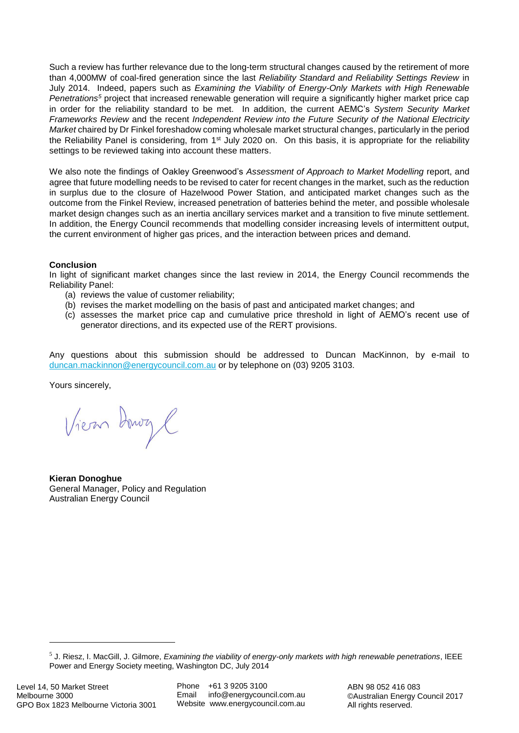Such a review has further relevance due to the long-term structural changes caused by the retirement of more than 4,000MW of coal-fired generation since the last *Reliability Standard and Reliability Settings Review* in July 2014. Indeed, papers such as *Examining the Viability of Energy-Only Markets with High Renewable Penetrations*[5] project that increased renewable generation will require a significantly higher market price cap in order for the reliability standard to be met. In addition, the current AEMC's *System Security Market Frameworks Review* and the recent *Independent Review into the Future Security of the National Electricity Market* chaired by Dr Finkel foreshadow coming wholesale market structural changes, particularly in the period the Reliability Panel is considering, from 1st July 2020 on. On this basis, it is appropriate for the reliability settings to be reviewed taking into account these matters.

We also note the findings of Oakley Greenwood's *Assessment of Approach to Market Modelling* report, and agree that future modelling needs to be revised to cater for recent changes in the market, such as the reduction in surplus due to the closure of Hazelwood Power Station, and anticipated market changes such as the outcome from the Finkel Review, increased penetration of batteries behind the meter, and possible wholesale market design changes such as an inertia ancillary services market and a transition to five minute settlement. In addition, the Energy Council recommends that modelling consider increasing levels of intermittent output, the current environment of higher gas prices, and the interaction between prices and demand.

**Conclusion**

In light of significant market changes since the last review in 2014, the Energy Council recommends the Reliability Panel:

(a) reviews the value of customer reliability;

(b) revises the market modelling on the basis of past and anticipated market changes; and

(c) assesses the market price cap and cumulative price threshold in light of AEMO's recent use of generator directions, and its expected use of the RERT provisions.

Any questions about this submission should be addressed to Duncan MacKinnon, by e-mail to duncan.mackinnon@energycouncil.com.au or by telephone on (03) 9205 3103.

Yours sincerely,

**Kieran Donoghue**
General Manager, Policy and Regulation
Australian Energy Council

[5] J. Riesz, I. MacGill, J. Gilmore, *Examining the viability of energy-only markets with high renewable penetrations*, IEEE Power and Energy Society meeting, Washington DC, July 2014

Level 14, 50 Market Street
Melbourne 3000
GPO Box 1823 Melbourne Victoria 3001

Phone +61 3 9205 3100
Email info@energycouncil.com.au
Website www.energycouncil.com.au

ABN 98 052 416 083
©Australian Energy Council 2017
All rights reserved.